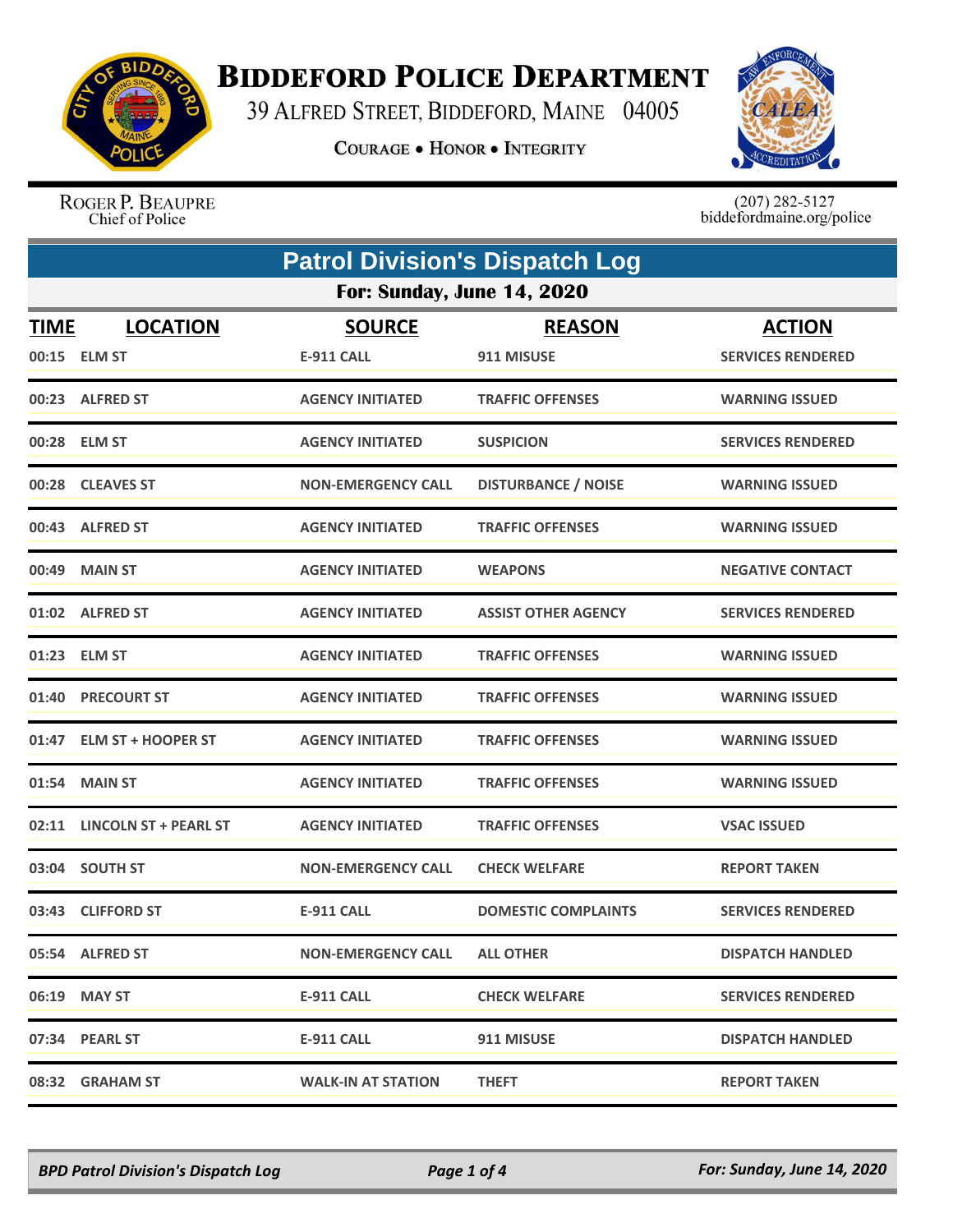# Biddeford Police Department

39 Alfred Street, Biddeford, Maine 04005

Courage • Honor • Integrity

Roger P. Beaupre
Chief of Police

(207) 282-5127
biddefordmaine.org/police

## Patrol Division's Dispatch Log

### For: Sunday, June 14, 2020

| TIME | LOCATION | SOURCE | REASON | ACTION |
|---|---|---|---|---|
| 00:15 | ELM ST | E-911 CALL | 911 MISUSE | SERVICES RENDERED |
| 00:23 | ALFRED ST | AGENCY INITIATED | TRAFFIC OFFENSES | WARNING ISSUED |
| 00:28 | ELM ST | AGENCY INITIATED | SUSPICION | SERVICES RENDERED |
| 00:28 | CLEAVES ST | NON-EMERGENCY CALL | DISTURBANCE / NOISE | WARNING ISSUED |
| 00:43 | ALFRED ST | AGENCY INITIATED | TRAFFIC OFFENSES | WARNING ISSUED |
| 00:49 | MAIN ST | AGENCY INITIATED | WEAPONS | NEGATIVE CONTACT |
| 01:02 | ALFRED ST | AGENCY INITIATED | ASSIST OTHER AGENCY | SERVICES RENDERED |
| 01:23 | ELM ST | AGENCY INITIATED | TRAFFIC OFFENSES | WARNING ISSUED |
| 01:40 | PRECOURT ST | AGENCY INITIATED | TRAFFIC OFFENSES | WARNING ISSUED |
| 01:47 | ELM ST + HOOPER ST | AGENCY INITIATED | TRAFFIC OFFENSES | WARNING ISSUED |
| 01:54 | MAIN ST | AGENCY INITIATED | TRAFFIC OFFENSES | WARNING ISSUED |
| 02:11 | LINCOLN ST + PEARL ST | AGENCY INITIATED | TRAFFIC OFFENSES | VSAC ISSUED |
| 03:04 | SOUTH ST | NON-EMERGENCY CALL | CHECK WELFARE | REPORT TAKEN |
| 03:43 | CLIFFORD ST | E-911 CALL | DOMESTIC COMPLAINTS | SERVICES RENDERED |
| 05:54 | ALFRED ST | NON-EMERGENCY CALL | ALL OTHER | DISPATCH HANDLED |
| 06:19 | MAY ST | E-911 CALL | CHECK WELFARE | SERVICES RENDERED |
| 07:34 | PEARL ST | E-911 CALL | 911 MISUSE | DISPATCH HANDLED |
| 08:32 | GRAHAM ST | WALK-IN AT STATION | THEFT | REPORT TAKEN |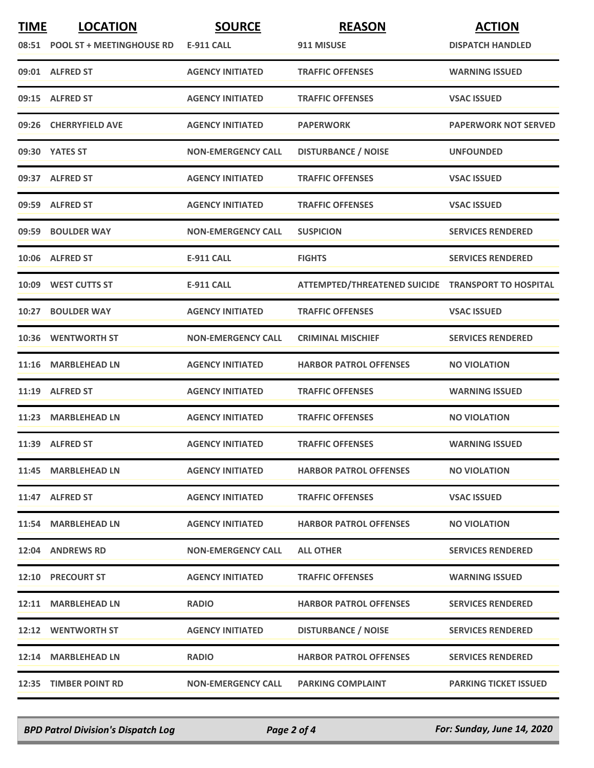| TIME | LOCATION | SOURCE | REASON | ACTION |
|---|---|---|---|---|
| 08:51 | POOL ST + MEETINGHOUSE RD | E-911 CALL | 911 MISUSE | DISPATCH HANDLED |
| 09:01 | ALFRED ST | AGENCY INITIATED | TRAFFIC OFFENSES | WARNING ISSUED |
| 09:15 | ALFRED ST | AGENCY INITIATED | TRAFFIC OFFENSES | VSAC ISSUED |
| 09:26 | CHERRYFIELD AVE | AGENCY INITIATED | PAPERWORK | PAPERWORK NOT SERVED |
| 09:30 | YATES ST | NON-EMERGENCY CALL | DISTURBANCE / NOISE | UNFOUNDED |
| 09:37 | ALFRED ST | AGENCY INITIATED | TRAFFIC OFFENSES | VSAC ISSUED |
| 09:59 | ALFRED ST | AGENCY INITIATED | TRAFFIC OFFENSES | VSAC ISSUED |
| 09:59 | BOULDER WAY | NON-EMERGENCY CALL | SUSPICION | SERVICES RENDERED |
| 10:06 | ALFRED ST | E-911 CALL | FIGHTS | SERVICES RENDERED |
| 10:09 | WEST CUTTS ST | E-911 CALL | ATTEMPTED/THREATENED SUICIDE | TRANSPORT TO HOSPITAL |
| 10:27 | BOULDER WAY | AGENCY INITIATED | TRAFFIC OFFENSES | VSAC ISSUED |
| 10:36 | WENTWORTH ST | NON-EMERGENCY CALL | CRIMINAL MISCHIEF | SERVICES RENDERED |
| 11:16 | MARBLEHEAD LN | AGENCY INITIATED | HARBOR PATROL OFFENSES | NO VIOLATION |
| 11:19 | ALFRED ST | AGENCY INITIATED | TRAFFIC OFFENSES | WARNING ISSUED |
| 11:23 | MARBLEHEAD LN | AGENCY INITIATED | TRAFFIC OFFENSES | NO VIOLATION |
| 11:39 | ALFRED ST | AGENCY INITIATED | TRAFFIC OFFENSES | WARNING ISSUED |
| 11:45 | MARBLEHEAD LN | AGENCY INITIATED | HARBOR PATROL OFFENSES | NO VIOLATION |
| 11:47 | ALFRED ST | AGENCY INITIATED | TRAFFIC OFFENSES | VSAC ISSUED |
| 11:54 | MARBLEHEAD LN | AGENCY INITIATED | HARBOR PATROL OFFENSES | NO VIOLATION |
| 12:04 | ANDREWS RD | NON-EMERGENCY CALL | ALL OTHER | SERVICES RENDERED |
| 12:10 | PRECOURT ST | AGENCY INITIATED | TRAFFIC OFFENSES | WARNING ISSUED |
| 12:11 | MARBLEHEAD LN | RADIO | HARBOR PATROL OFFENSES | SERVICES RENDERED |
| 12:12 | WENTWORTH ST | AGENCY INITIATED | DISTURBANCE / NOISE | SERVICES RENDERED |
| 12:14 | MARBLEHEAD LN | RADIO | HARBOR PATROL OFFENSES | SERVICES RENDERED |
| 12:35 | TIMBER POINT RD | NON-EMERGENCY CALL | PARKING COMPLAINT | PARKING TICKET ISSUED |

*BPD Patrol Division's Dispatch Log* — *For: Sunday, June 14, 2020*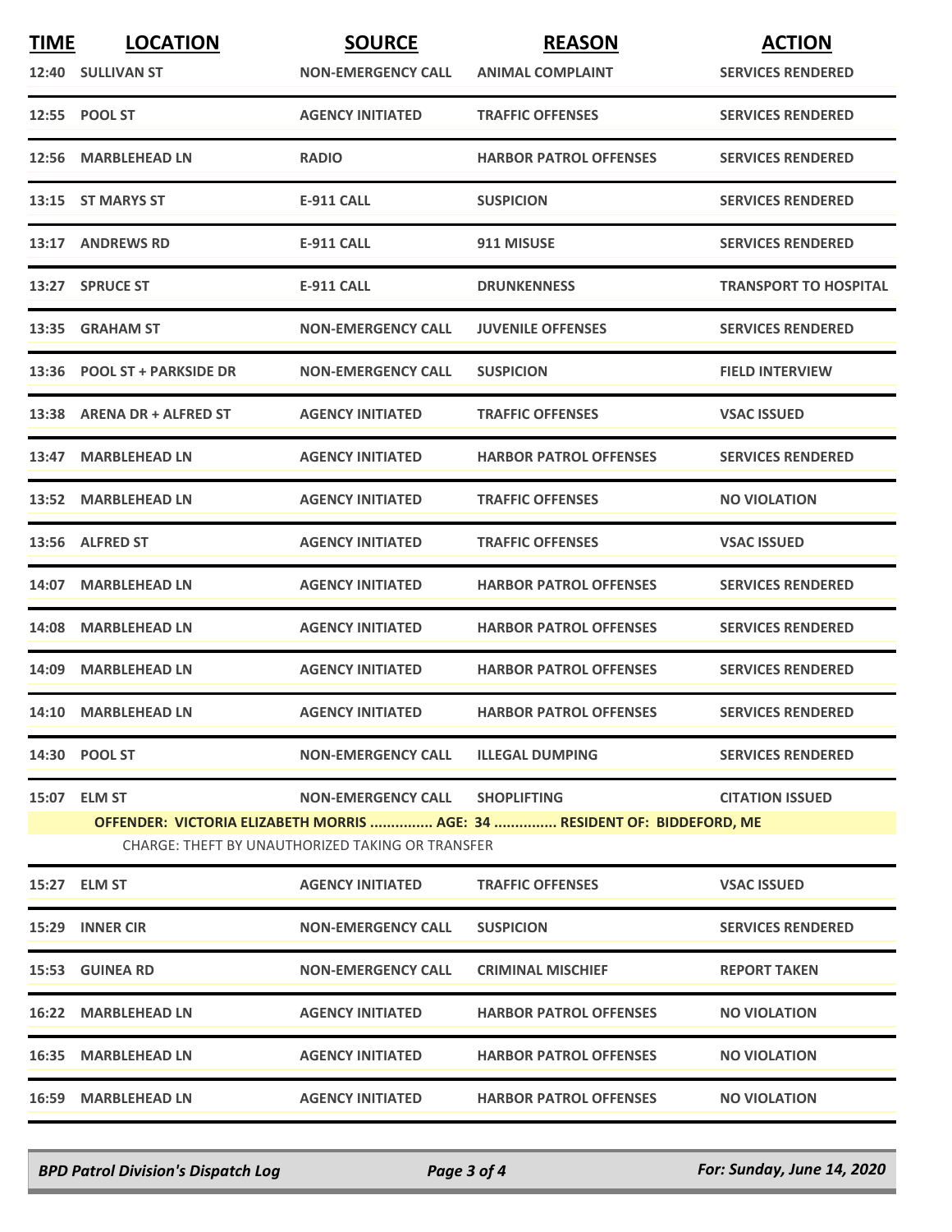| TIME | LOCATION | SOURCE | REASON | ACTION |
|---|---|---|---|---|
| 12:40 | SULLIVAN ST | NON-EMERGENCY CALL | ANIMAL COMPLAINT | SERVICES RENDERED |
| 12:55 | POOL ST | AGENCY INITIATED | TRAFFIC OFFENSES | SERVICES RENDERED |
| 12:56 | MARBLEHEAD LN | RADIO | HARBOR PATROL OFFENSES | SERVICES RENDERED |
| 13:15 | ST MARYS ST | E-911 CALL | SUSPICION | SERVICES RENDERED |
| 13:17 | ANDREWS RD | E-911 CALL | 911 MISUSE | SERVICES RENDERED |
| 13:27 | SPRUCE ST | E-911 CALL | DRUNKENNESS | TRANSPORT TO HOSPITAL |
| 13:35 | GRAHAM ST | NON-EMERGENCY CALL | JUVENILE OFFENSES | SERVICES RENDERED |
| 13:36 | POOL ST + PARKSIDE DR | NON-EMERGENCY CALL | SUSPICION | FIELD INTERVIEW |
| 13:38 | ARENA DR + ALFRED ST | AGENCY INITIATED | TRAFFIC OFFENSES | VSAC ISSUED |
| 13:47 | MARBLEHEAD LN | AGENCY INITIATED | HARBOR PATROL OFFENSES | SERVICES RENDERED |
| 13:52 | MARBLEHEAD LN | AGENCY INITIATED | TRAFFIC OFFENSES | NO VIOLATION |
| 13:56 | ALFRED ST | AGENCY INITIATED | TRAFFIC OFFENSES | VSAC ISSUED |
| 14:07 | MARBLEHEAD LN | AGENCY INITIATED | HARBOR PATROL OFFENSES | SERVICES RENDERED |
| 14:08 | MARBLEHEAD LN | AGENCY INITIATED | HARBOR PATROL OFFENSES | SERVICES RENDERED |
| 14:09 | MARBLEHEAD LN | AGENCY INITIATED | HARBOR PATROL OFFENSES | SERVICES RENDERED |
| 14:10 | MARBLEHEAD LN | AGENCY INITIATED | HARBOR PATROL OFFENSES | SERVICES RENDERED |
| 14:30 | POOL ST | NON-EMERGENCY CALL | ILLEGAL DUMPING | SERVICES RENDERED |
| 15:07 | ELM ST | NON-EMERGENCY CALL | SHOPLIFTING | CITATION ISSUED |
| | OFFENDER: VICTORIA ELIZABETH MORRIS ............... AGE: 34 ............... RESIDENT OF: BIDDEFORD, ME | | | |
| | CHARGE: THEFT BY UNAUTHORIZED TAKING OR TRANSFER | | | |
| 15:27 | ELM ST | AGENCY INITIATED | TRAFFIC OFFENSES | VSAC ISSUED |
| 15:29 | INNER CIR | NON-EMERGENCY CALL | SUSPICION | SERVICES RENDERED |
| 15:53 | GUINEA RD | NON-EMERGENCY CALL | CRIMINAL MISCHIEF | REPORT TAKEN |
| 16:22 | MARBLEHEAD LN | AGENCY INITIATED | HARBOR PATROL OFFENSES | NO VIOLATION |
| 16:35 | MARBLEHEAD LN | AGENCY INITIATED | HARBOR PATROL OFFENSES | NO VIOLATION |
| 16:59 | MARBLEHEAD LN | AGENCY INITIATED | HARBOR PATROL OFFENSES | NO VIOLATION |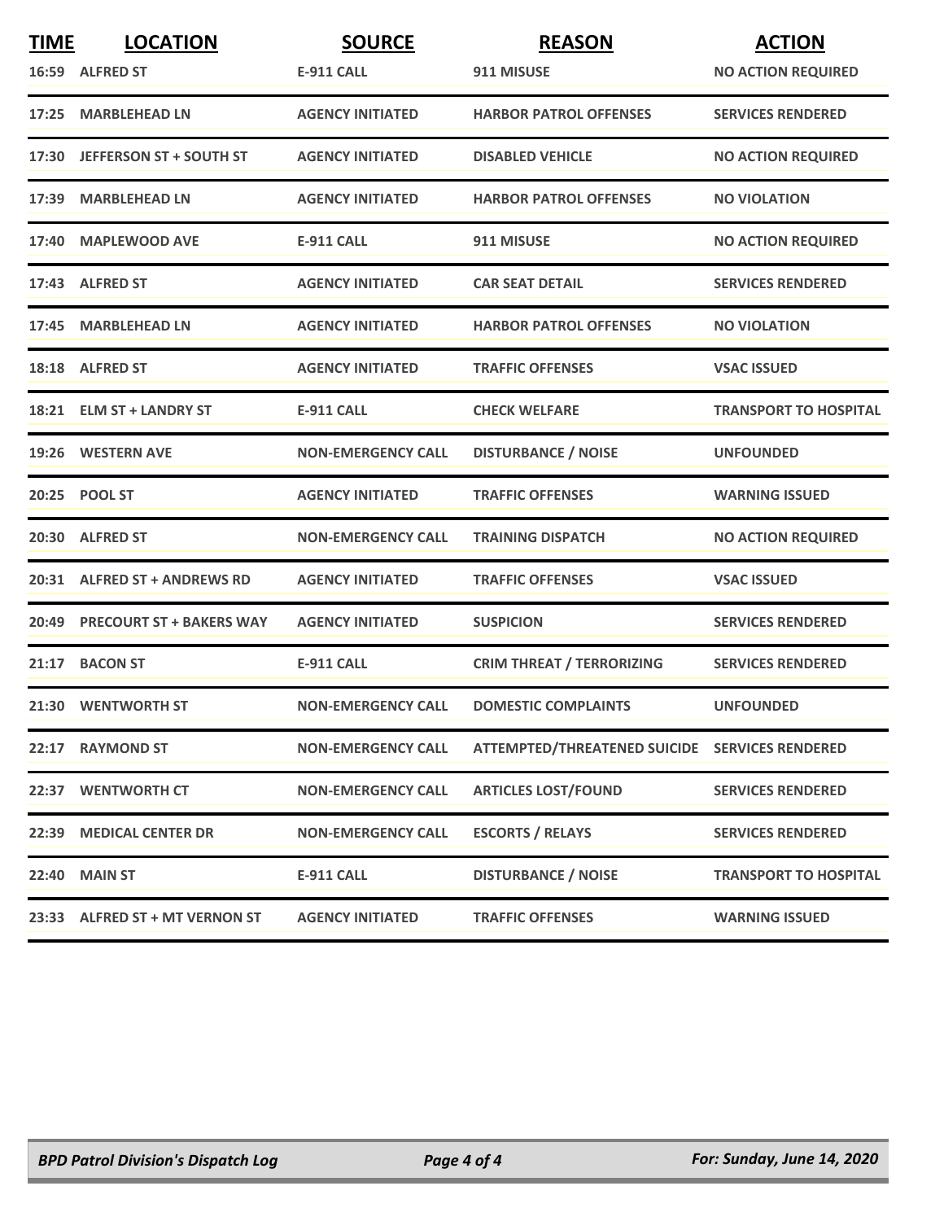| TIME | LOCATION | SOURCE | REASON | ACTION |
|---|---|---|---|---|
| 16:59 | ALFRED ST | E-911 CALL | 911 MISUSE | NO ACTION REQUIRED |
| 17:25 | MARBLEHEAD LN | AGENCY INITIATED | HARBOR PATROL OFFENSES | SERVICES RENDERED |
| 17:30 | JEFFERSON ST + SOUTH ST | AGENCY INITIATED | DISABLED VEHICLE | NO ACTION REQUIRED |
| 17:39 | MARBLEHEAD LN | AGENCY INITIATED | HARBOR PATROL OFFENSES | NO VIOLATION |
| 17:40 | MAPLEWOOD AVE | E-911 CALL | 911 MISUSE | NO ACTION REQUIRED |
| 17:43 | ALFRED ST | AGENCY INITIATED | CAR SEAT DETAIL | SERVICES RENDERED |
| 17:45 | MARBLEHEAD LN | AGENCY INITIATED | HARBOR PATROL OFFENSES | NO VIOLATION |
| 18:18 | ALFRED ST | AGENCY INITIATED | TRAFFIC OFFENSES | VSAC ISSUED |
| 18:21 | ELM ST + LANDRY ST | E-911 CALL | CHECK WELFARE | TRANSPORT TO HOSPITAL |
| 19:26 | WESTERN AVE | NON-EMERGENCY CALL | DISTURBANCE / NOISE | UNFOUNDED |
| 20:25 | POOL ST | AGENCY INITIATED | TRAFFIC OFFENSES | WARNING ISSUED |
| 20:30 | ALFRED ST | NON-EMERGENCY CALL | TRAINING DISPATCH | NO ACTION REQUIRED |
| 20:31 | ALFRED ST + ANDREWS RD | AGENCY INITIATED | TRAFFIC OFFENSES | VSAC ISSUED |
| 20:49 | PRECOURT ST + BAKERS WAY | AGENCY INITIATED | SUSPICION | SERVICES RENDERED |
| 21:17 | BACON ST | E-911 CALL | CRIM THREAT / TERRORIZING | SERVICES RENDERED |
| 21:30 | WENTWORTH ST | NON-EMERGENCY CALL | DOMESTIC COMPLAINTS | UNFOUNDED |
| 22:17 | RAYMOND ST | NON-EMERGENCY CALL | ATTEMPTED/THREATENED SUICIDE | SERVICES RENDERED |
| 22:37 | WENTWORTH CT | NON-EMERGENCY CALL | ARTICLES LOST/FOUND | SERVICES RENDERED |
| 22:39 | MEDICAL CENTER DR | NON-EMERGENCY CALL | ESCORTS / RELAYS | SERVICES RENDERED |
| 22:40 | MAIN ST | E-911 CALL | DISTURBANCE / NOISE | TRANSPORT TO HOSPITAL |
| 23:33 | ALFRED ST + MT VERNON ST | AGENCY INITIATED | TRAFFIC OFFENSES | WARNING ISSUED |